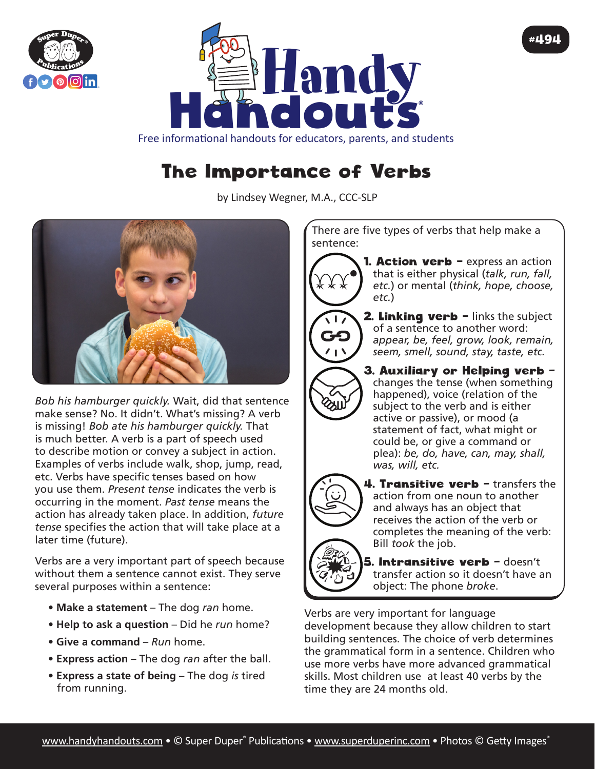#494

# Handy Handouts®

Free informational handouts for educators, parents, and students

## The Importance of Verbs

by Lindsey Wegner, M.A., CCC-SLP

*Bob his hamburger quickly.* Wait, did that sentence make sense? No. It didn't. What's missing? A verb is missing! *Bob ate his hamburger quickly.* That is much better. A verb is a part of speech used to describe motion or convey a subject in action. Examples of verbs include walk, shop, jump, read, etc. Verbs have specific tenses based on how you use them. *Present tense* indicates the verb is occurring in the moment. *Past tense* means the action has already taken place. In addition, *future tense* specifies the action that will take place at a later time (future).

Verbs are a very important part of speech because without them a sentence cannot exist. They serve several purposes within a sentence:

- **Make a statement** – The dog *ran* home.
- **Help to ask a question** – Did he *run* home?
- **Give a command** – *Run* home.
- **Express action** – The dog *ran* after the ball.
- **Express a state of being** – The dog *is* tired from running.

There are five types of verbs that help make a sentence:

1. **Action verb** – express an action that is either physical (*talk, run, fall, etc.*) or mental (*think, hope, choose, etc.*)
2. **Linking verb** – links the subject of a sentence to another word: *appear, be, feel, grow, look, remain, seem, smell, sound, stay, taste, etc.*
3. **Auxiliary or Helping verb** – changes the tense (when something happened), voice (relation of the subject to the verb and is either active or passive), or mood (a statement of fact, what might or could be, or give a command or plea): *be, do, have, can, may, shall, was, will, etc.*
4. **Transitive verb** – transfers the action from one noun to another and always has an object that receives the action of the verb or completes the meaning of the verb: Bill *took* the job.
5. **Intransitive verb** – doesn't transfer action so it doesn't have an object: The phone *broke*.

Verbs are very important for language development because they allow children to start building sentences. The choice of verb determines the grammatical form in a sentence. Children who use more verbs have more advanced grammatical skills. Most children use at least 40 verbs by the time they are 24 months old.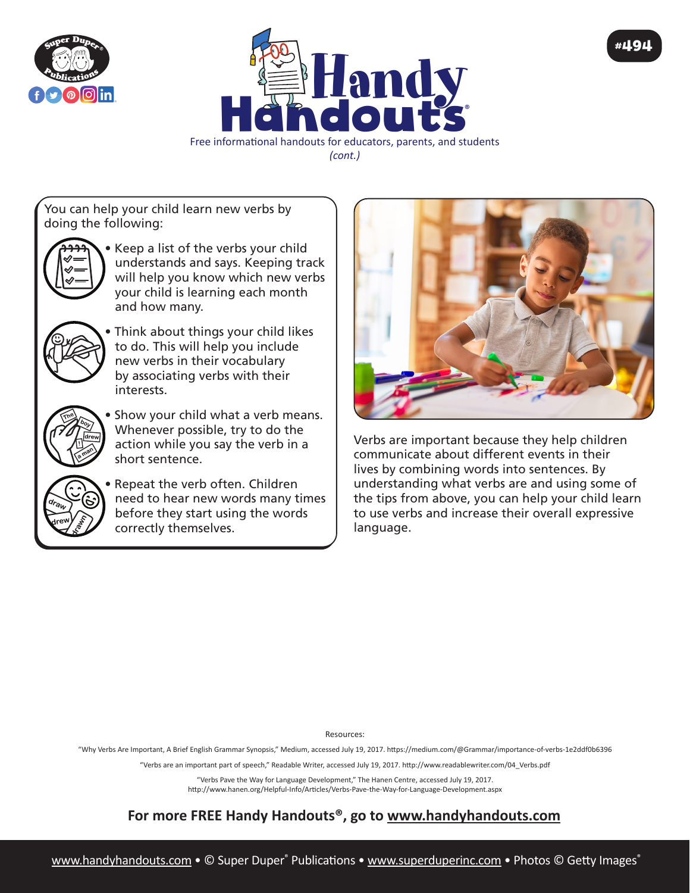(cont.)

You can help your child learn new verbs by doing the following:

- Keep a list of the verbs your child understands and says. Keeping track will help you know which new verbs your child is learning each month and how many.
- Think about things your child likes to do. This will help you include new verbs in their vocabulary by associating verbs with their interests.
- Show your child what a verb means. Whenever possible, try to do the action while you say the verb in a short sentence.
- Repeat the verb often. Children need to hear new words many times before they start using the words correctly themselves.

Verbs are important because they help children communicate about different events in their lives by combining words into sentences. By understanding what verbs are and using some of the tips from above, you can help your child learn to use verbs and increase their overall expressive language.

Resources:

"Why Verbs Are Important, A Brief English Grammar Synopsis," Medium, accessed July 19, 2017. https://medium.com/@Grammar/importance-of-verbs-1e2ddf0b6396

"Verbs are an important part of speech," Readable Writer, accessed July 19, 2017. http://www.readablewriter.com/04_Verbs.pdf

"Verbs Pave the Way for Language Development," The Hanen Centre, accessed July 19, 2017. http://www.hanen.org/Helpful-Info/Articles/Verbs-Pave-the-Way-for-Language-Development.aspx

**For more FREE Handy Handouts®, go to www.handyhandouts.com**